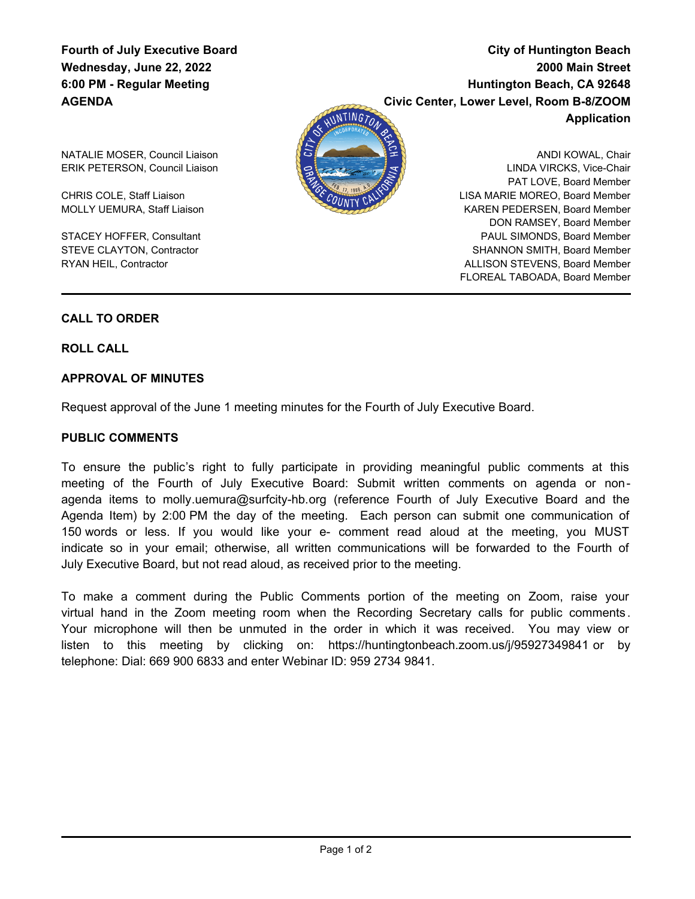**Fourth of July Executive Board**
**Wednesday, June 22, 2022**
**6:00 PM - Regular Meeting**
**AGENDA**

**City of Huntington Beach**
**2000 Main Street**
**Huntington Beach, CA 92648**
**Civic Center, Lower Level, Room B-8/ZOOM Application**

NATALIE MOSER, Council Liaison
ERIK PETERSON, Council Liaison

CHRIS COLE, Staff Liaison
MOLLY UEMURA, Staff Liaison

STACEY HOFFER, Consultant
STEVE CLAYTON, Contractor
RYAN HEIL, Contractor

ANDI KOWAL, Chair
LINDA VIRCKS, Vice-Chair
PAT LOVE, Board Member
LISA MARIE MOREO, Board Member
KAREN PEDERSEN, Board Member
DON RAMSEY, Board Member
PAUL SIMONDS, Board Member
SHANNON SMITH, Board Member
ALLISON STEVENS, Board Member
FLOREAL TABOADA, Board Member

---

## CALL TO ORDER

## ROLL CALL

## APPROVAL OF MINUTES

Request approval of the June 1 meeting minutes for the Fourth of July Executive Board.

## PUBLIC COMMENTS

To ensure the public's right to fully participate in providing meaningful public comments at this meeting of the Fourth of July Executive Board: Submit written comments on agenda or non-agenda items to molly.uemura@surfcity-hb.org (reference Fourth of July Executive Board and the Agenda Item) by 2:00 PM the day of the meeting. Each person can submit one communication of 150 words or less. If you would like your e- comment read aloud at the meeting, you MUST indicate so in your email; otherwise, all written communications will be forwarded to the Fourth of July Executive Board, but not read aloud, as received prior to the meeting.

To make a comment during the Public Comments portion of the meeting on Zoom, raise your virtual hand in the Zoom meeting room when the Recording Secretary calls for public comments. Your microphone will then be unmuted in the order in which it was received. You may view or listen to this meeting by clicking on: https://huntingtonbeach.zoom.us/j/95927349841 or by telephone: Dial: 669 900 6833 and enter Webinar ID: 959 2734 9841.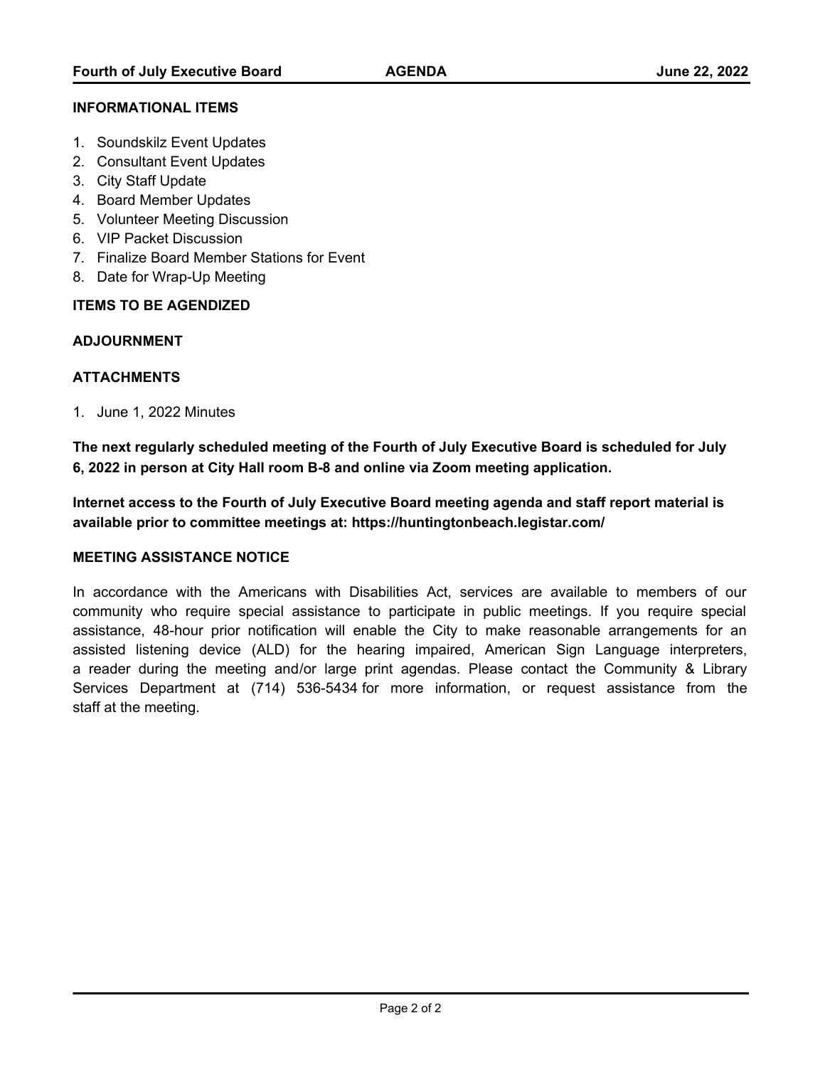**INFORMATIONAL ITEMS**

1. Soundskilz Event Updates
2. Consultant Event Updates
3. City Staff Update
4. Board Member Updates
5. Volunteer Meeting Discussion
6. VIP Packet Discussion
7. Finalize Board Member Stations for Event
8. Date for Wrap-Up Meeting

**ITEMS TO BE AGENDIZED**

**ADJOURNMENT**

**ATTACHMENTS**

1. June 1, 2022 Minutes

**The next regularly scheduled meeting of the Fourth of July Executive Board is scheduled for July 6, 2022 in person at City Hall room B-8 and online via Zoom meeting application.**

**Internet access to the Fourth of July Executive Board meeting agenda and staff report material is available prior to committee meetings at: https://huntingtonbeach.legistar.com/**

**MEETING ASSISTANCE NOTICE**

In accordance with the Americans with Disabilities Act, services are available to members of our community who require special assistance to participate in public meetings. If you require special assistance, 48-hour prior notification will enable the City to make reasonable arrangements for an assisted listening device (ALD) for the hearing impaired, American Sign Language interpreters, a reader during the meeting and/or large print agendas. Please contact the Community & Library Services Department at (714) 536-5434 for more information, or request assistance from the staff at the meeting.